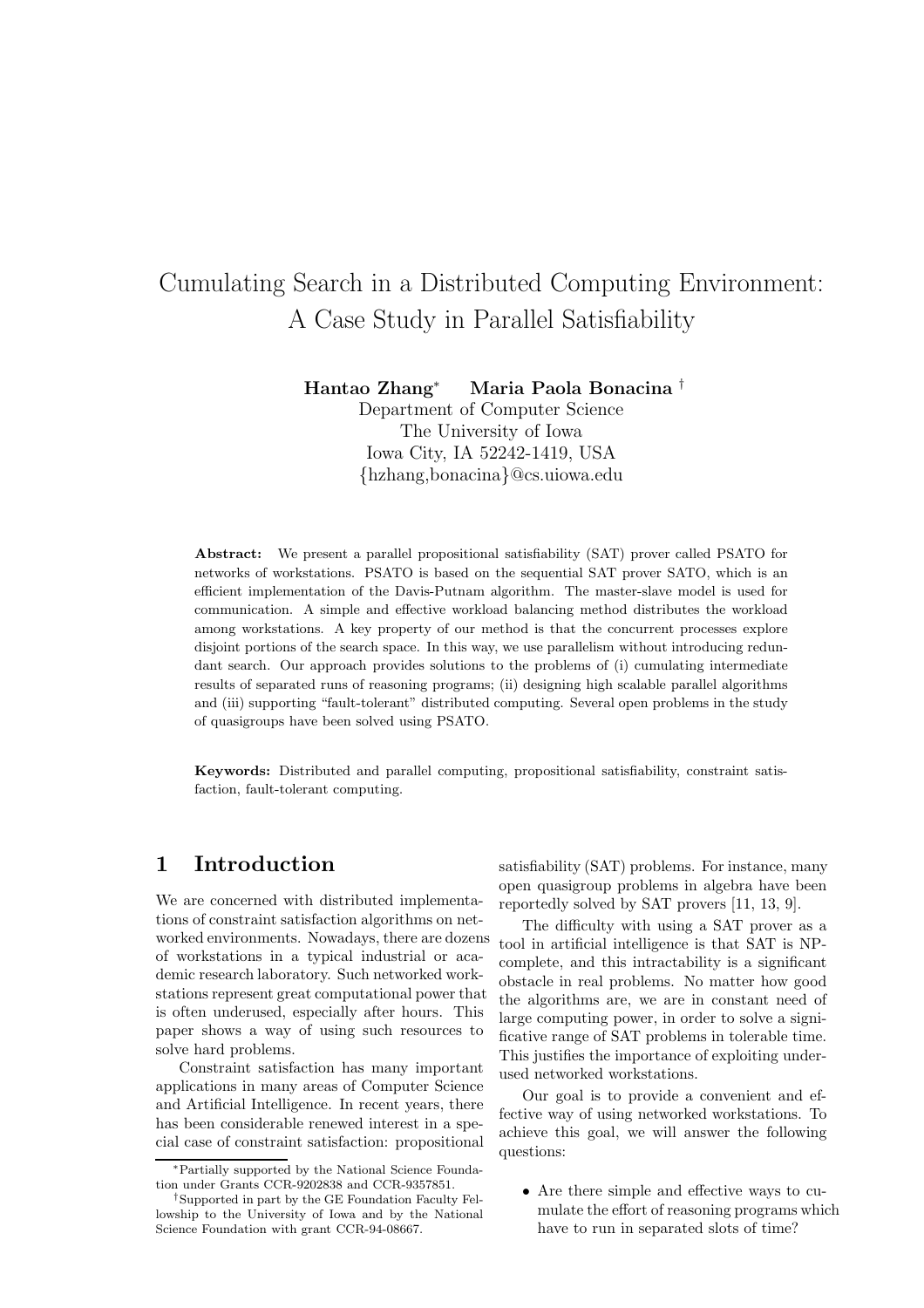# Cumulating Search in a Distributed Computing Environment: A Case Study in Parallel Satisfiability

**Hantao Zhang*** **Maria Paola Bonacina** †

Department of Computer Science
The University of Iowa
Iowa City, IA 52242-1419, USA
{hzhang,bonacina}@cs.uiowa.edu

**Abstract:** We present a parallel propositional satisfiability (SAT) prover called PSATO for networks of workstations. PSATO is based on the sequential SAT prover SATO, which is an efficient implementation of the Davis-Putnam algorithm. The master-slave model is used for communication. A simple and effective workload balancing method distributes the workload among workstations. A key property of our method is that the concurrent processes explore disjoint portions of the search space. In this way, we use parallelism without introducing redundant search. Our approach provides solutions to the problems of (i) cumulating intermediate results of separated runs of reasoning programs; (ii) designing high scalable parallel algorithms and (iii) supporting "fault-tolerant" distributed computing. Several open problems in the study of quasigroups have been solved using PSATO.

**Keywords:** Distributed and parallel computing, propositional satisfiability, constraint satisfaction, fault-tolerant computing.

## 1 Introduction

We are concerned with distributed implementations of constraint satisfaction algorithms on networked environments. Nowadays, there are dozens of workstations in a typical industrial or academic research laboratory. Such networked workstations represent great computational power that is often underused, especially after hours. This paper shows a way of using such resources to solve hard problems.

Constraint satisfaction has many important applications in many areas of Computer Science and Artificial Intelligence. In recent years, there has been considerable renewed interest in a special case of constraint satisfaction: propositional satisfiability (SAT) problems. For instance, many open quasigroup problems in algebra have been reportedly solved by SAT provers [11, 13, 9].

The difficulty with using a SAT prover as a tool in artificial intelligence is that SAT is NP-complete, and this intractability is a significant obstacle in real problems. No matter how good the algorithms are, we are in constant need of large computing power, in order to solve a significative range of SAT problems in tolerable time. This justifies the importance of exploiting underused networked workstations.

Our goal is to provide a convenient and effective way of using networked workstations. To achieve this goal, we will answer the following questions:

- Are there simple and effective ways to cumulate the effort of reasoning programs which have to run in separated slots of time?

*Partially supported by the National Science Foundation under Grants CCR-9202838 and CCR-9357851.

†Supported in part by the GE Foundation Faculty Fellowship to the University of Iowa and by the National Science Foundation with grant CCR-94-08667.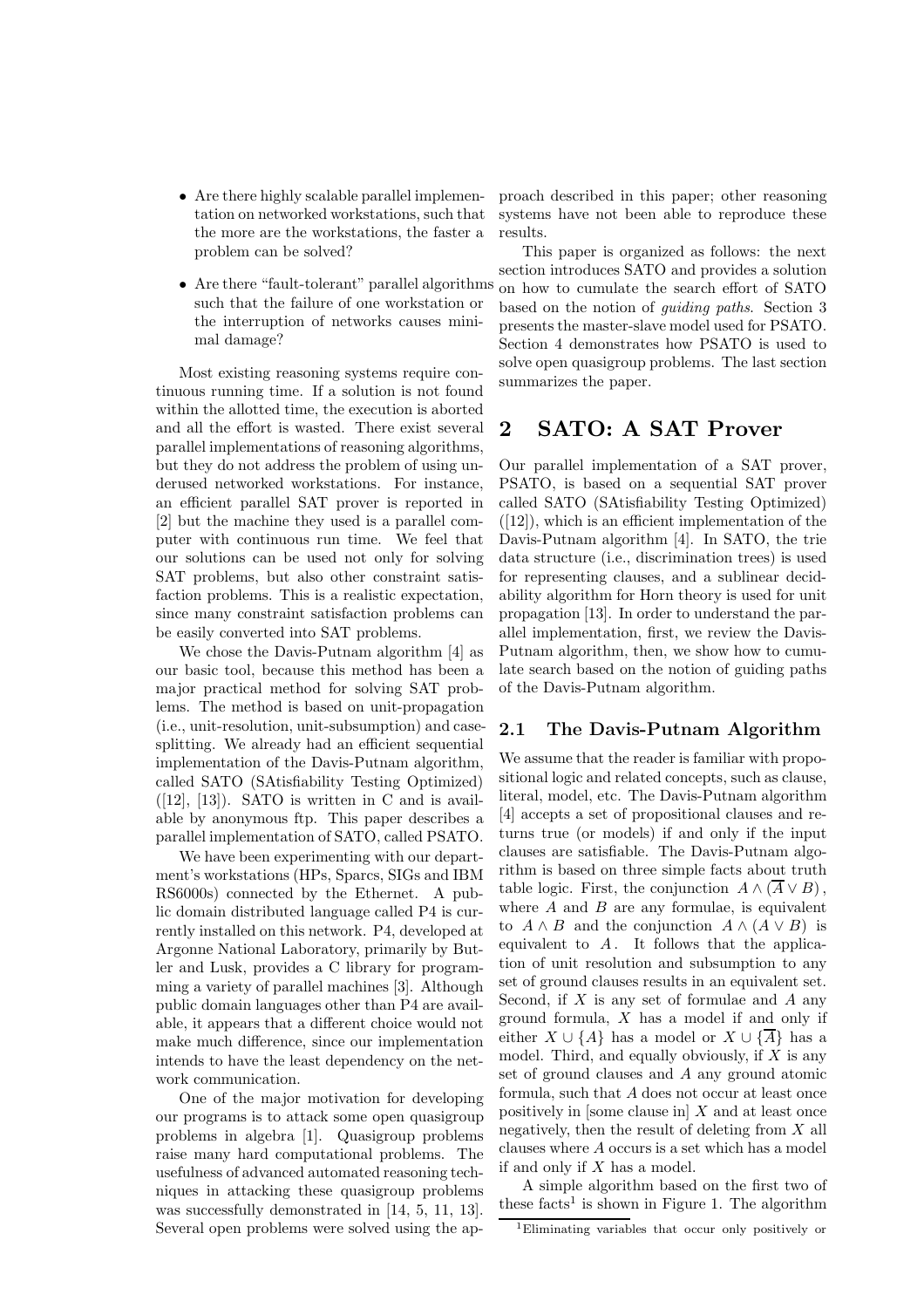- Are there highly scalable parallel implementation on networked workstations, such that the more are the workstations, the faster a problem can be solved?
- Are there "fault-tolerant" parallel algorithms such that the failure of one workstation or the interruption of networks causes minimal damage?

Most existing reasoning systems require continuous running time. If a solution is not found within the allotted time, the execution is aborted and all the effort is wasted. There exist several parallel implementations of reasoning algorithms, but they do not address the problem of using underused networked workstations. For instance, an efficient parallel SAT prover is reported in [2] but the machine they used is a parallel computer with continuous run time. We feel that our solutions can be used not only for solving SAT problems, but also other constraint satisfaction problems. This is a realistic expectation, since many constraint satisfaction problems can be easily converted into SAT problems.

We chose the Davis-Putnam algorithm [4] as our basic tool, because this method has been a major practical method for solving SAT problems. The method is based on unit-propagation (i.e., unit-resolution, unit-subsumption) and case-splitting. We already had an efficient sequential implementation of the Davis-Putnam algorithm, called SATO (SAtisfiability Testing Optimized) ([12], [13]). SATO is written in C and is available by anonymous ftp. This paper describes a parallel implementation of SATO, called PSATO.

We have been experimenting with our department's workstations (HPs, Sparcs, SIGs and IBM RS6000s) connected by the Ethernet. A public domain distributed language called P4 is currently installed on this network. P4, developed at Argonne National Laboratory, primarily by Butler and Lusk, provides a C library for programming a variety of parallel machines [3]. Although public domain languages other than P4 are available, it appears that a different choice would not make much difference, since our implementation intends to have the least dependency on the network communication.

One of the major motivation for developing our programs is to attack some open quasigroup problems in algebra [1]. Quasigroup problems raise many hard computational problems. The usefulness of advanced automated reasoning techniques in attacking these quasigroup problems was successfully demonstrated in [14, 5, 11, 13]. Several open problems were solved using the approach described in this paper; other reasoning systems have not been able to reproduce these results.

This paper is organized as follows: the next section introduces SATO and provides a solution on how to cumulate the search effort of SATO based on the notion of *guiding paths*. Section 3 presents the master-slave model used for PSATO. Section 4 demonstrates how PSATO is used to solve open quasigroup problems. The last section summarizes the paper.

## 2 SATO: A SAT Prover

Our parallel implementation of a SAT prover, PSATO, is based on a sequential SAT prover called SATO (SAtisfiability Testing Optimized) ([12]), which is an efficient implementation of the Davis-Putnam algorithm [4]. In SATO, the trie data structure (i.e., discrimination trees) is used for representing clauses, and a sublinear decidability algorithm for Horn theory is used for unit propagation [13]. In order to understand the parallel implementation, first, we review the Davis-Putnam algorithm, then, we show how to cumulate search based on the notion of guiding paths of the Davis-Putnam algorithm.

### 2.1 The Davis-Putnam Algorithm

We assume that the reader is familiar with propositional logic and related concepts, such as clause, literal, model, etc. The Davis-Putnam algorithm [4] accepts a set of propositional clauses and returns true (or models) if and only if the input clauses are satisfiable. The Davis-Putnam algorithm is based on three simple facts about truth table logic. First, the conjunction $A \wedge (\overline{A} \vee B)$, where $A$ and $B$ are any formulae, is equivalent to $A \wedge B$ and the conjunction $A \wedge (A \vee B)$ is equivalent to $A$. It follows that the application of unit resolution and subsumption to any set of ground clauses results in an equivalent set. Second, if $X$ is any set of formulae and $A$ any ground formula, $X$ has a model if and only if either $X \cup \{A\}$ has a model or $X \cup \{\overline{A}\}$ has a model. Third, and equally obviously, if $X$ is any set of ground clauses and $A$ any ground atomic formula, such that $A$ does not occur at least once positively in [some clause in] $X$ and at least once negatively, then the result of deleting from $X$ all clauses where $A$ occurs is a set which has a model if and only if $X$ has a model.

A simple algorithm based on the first two of these facts[1] is shown in Figure 1. The algorithm

[1]Eliminating variables that occur only positively or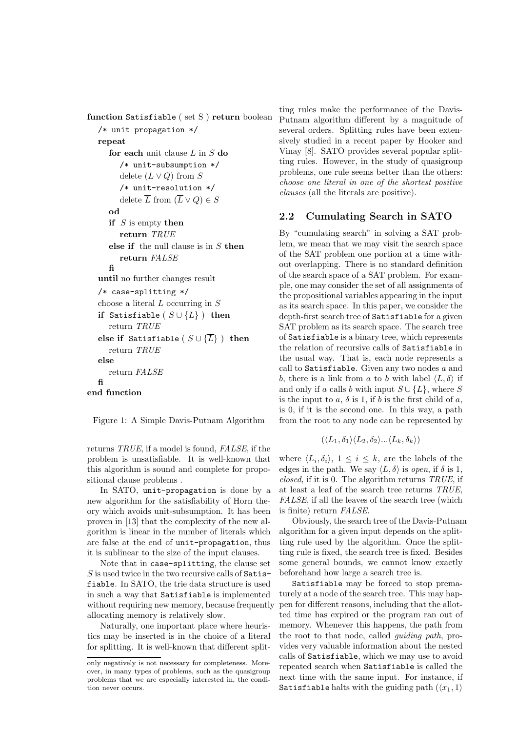```
function Satisfiable ( set S ) return boolean
   /* unit propagation */
   repeat
      for each unit clause L in S do
         /* unit-subsumption */
         delete (L ∨ Q) from S
         /* unit-resolution */
         delete L̄ from (L̄ ∨ Q) ∈ S
      od
      if S is empty then
         return TRUE
      else if the null clause is in S then
         return FALSE
      fi
   until no further changes result
   /* case-splitting */
   choose a literal L occurring in S
   if Satisfiable ( S ∪ {L} ) then
      return TRUE
   else if Satisfiable ( S ∪ {L̄} ) then
      return TRUE
   else
      return FALSE
   fi
end function
```

Figure 1: A Simple Davis-Putnam Algorithm

returns *TRUE*, if a model is found, *FALSE*, if the problem is unsatisfiable. It is well-known that this algorithm is sound and complete for propositional clause problems .

In SATO, `unit-propagation` is done by a new algorithm for the satisfiability of Horn theory which avoids unit-subsumption. It has been proven in [13] that the complexity of the new algorithm is linear in the number of literals which are false at the end of `unit-propagation`, thus it is sublinear to the size of the input clauses.

Note that in `case-splitting`, the clause set $S$ is used twice in the two recursive calls of `Satisfiable`. In SATO, the trie data structure is used in such a way that `Satisfiable` is implemented without requiring new memory, because frequently allocating memory is relatively slow.

Naturally, one important place where heuristics may be inserted is in the choice of a literal for splitting. It is well-known that different splitting rules make the performance of the Davis-Putnam algorithm different by a magnitude of several orders. Splitting rules have been extensively studied in a recent paper by Hooker and Vinay [8]. SATO provides several popular splitting rules. However, in the study of quasigroup problems, one rule seems better than the others: *choose one literal in one of the shortest positive clauses* (all the literals are positive).

## 2.2 Cumulating Search in SATO

By "cumulating search" in solving a SAT problem, we mean that we may visit the search space of the SAT problem one portion at a time without overlapping. There is no standard definition of the search space of a SAT problem. For example, one may consider the set of all assignments of the propositional variables appearing in the input as its search space. In this paper, we consider the depth-first search tree of `Satisfiable` for a given SAT problem as its search space. The search tree of `Satisfiable` is a binary tree, which represents the relation of recursive calls of `Satisfiable` in the usual way. That is, each node represents a call to `Satisfiable`. Given any two nodes $a$ and $b$, there is a link from $a$ to $b$ with label $\langle L, \delta\rangle$ if and only if $a$ calls $b$ with input $S \cup \{L\}$, where $S$ is the input to $a$, $\delta$ is 1, if $b$ is the first child of $a$, is 0, if it is the second one. In this way, a path from the root to any node can be represented by

$$(\langle L_1, \delta_1\rangle\langle L_2, \delta_2\rangle ... \langle L_k, \delta_k\rangle)$$

where $\langle L_i, \delta_i\rangle$, $1 \le i \le k$, are the labels of the edges in the path. We say $\langle L, \delta\rangle$ is *open*, if $\delta$ is 1, *closed*, if it is 0. The algorithm returns *TRUE*, if at least a leaf of the search tree returns *TRUE*, *FALSE*, if all the leaves of the search tree (which is finite) return *FALSE*.

Obviously, the search tree of the Davis-Putnam algorithm for a given input depends on the splitting rule used by the algorithm. Once the splitting rule is fixed, the search tree is fixed. Besides some general bounds, we cannot know exactly beforehand how large a search tree is.

`Satisfiable` may be forced to stop prematurely at a node of the search tree. This may happen for different reasons, including that the allotted time has expired or the program ran out of memory. Whenever this happens, the path from the root to that node, called *guiding path*, provides very valuable information about the nested calls of `Satisfiable`, which we may use to avoid repeated search when `Satisfiable` is called the next time with the same input. For instance, if `Satisfiable` halts with the guiding path $(\langle x_1, 1\rangle$

only negatively is not necessary for completeness. Moreover, in many types of problems, such as the quasigroup problems that we are especially interested in, the condition never occurs.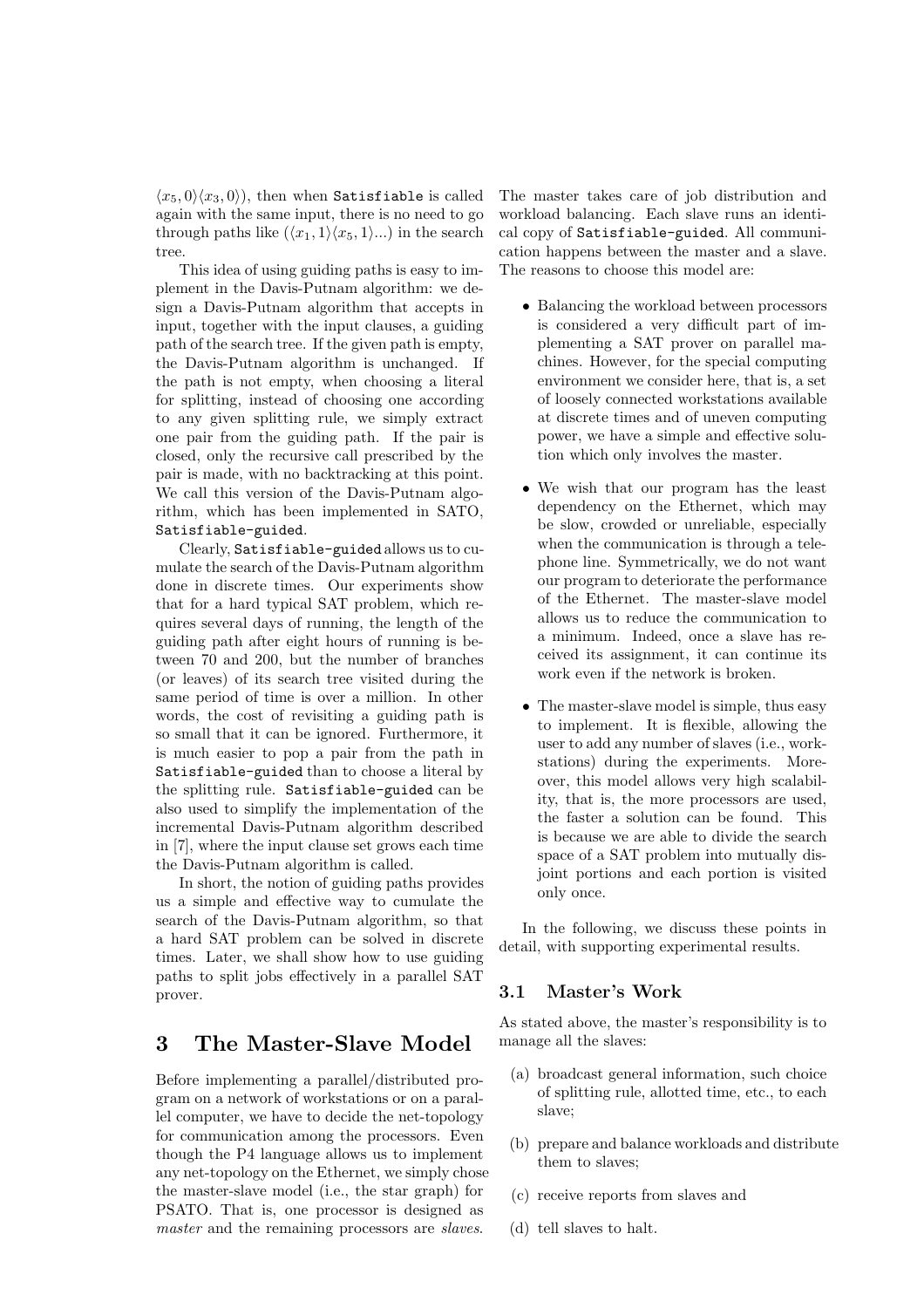$\langle x_5, 0\rangle\langle x_3, 0\rangle)$, then when `Satisfiable` is called again with the same input, there is no need to go through paths like $(\langle x_1, 1\rangle\langle x_5, 1\rangle ...)$ in the search tree.

This idea of using guiding paths is easy to implement in the Davis-Putnam algorithm: we design a Davis-Putnam algorithm that accepts in input, together with the input clauses, a guiding path of the search tree. If the given path is empty, the Davis-Putnam algorithm is unchanged. If the path is not empty, when choosing a literal for splitting, instead of choosing one according to any given splitting rule, we simply extract one pair from the guiding path. If the pair is closed, only the recursive call prescribed by the pair is made, with no backtracking at this point. We call this version of the Davis-Putnam algorithm, which has been implemented in SATO, `Satisfiable-guided`.

Clearly, `Satisfiable-guided` allows us to cumulate the search of the Davis-Putnam algorithm done in discrete times. Our experiments show that for a hard typical SAT problem, which requires several days of running, the length of the guiding path after eight hours of running is between 70 and 200, but the number of branches (or leaves) of its search tree visited during the same period of time is over a million. In other words, the cost of revisiting a guiding path is so small that it can be ignored. Furthermore, it is much easier to pop a pair from the path in `Satisfiable-guided` than to choose a literal by the splitting rule. `Satisfiable-guided` can be also used to simplify the implementation of the incremental Davis-Putnam algorithm described in [7], where the input clause set grows each time the Davis-Putnam algorithm is called.

In short, the notion of guiding paths provides us a simple and effective way to cumulate the search of the Davis-Putnam algorithm, so that a hard SAT problem can be solved in discrete times. Later, we shall show how to use guiding paths to split jobs effectively in a parallel SAT prover.

# 3 The Master-Slave Model

Before implementing a parallel/distributed program on a network of workstations or on a parallel computer, we have to decide the net-topology for communication among the processors. Even though the P4 language allows us to implement any net-topology on the Ethernet, we simply chose the master-slave model (i.e., the star graph) for PSATO. That is, one processor is designed as *master* and the remaining processors are *slaves*. The master takes care of job distribution and workload balancing. Each slave runs an identical copy of `Satisfiable-guided`. All communication happens between the master and a slave. The reasons to choose this model are:

- Balancing the workload between processors is considered a very difficult part of implementing a SAT prover on parallel machines. However, for the special computing environment we consider here, that is, a set of loosely connected workstations available at discrete times and of uneven computing power, we have a simple and effective solution which only involves the master.
- We wish that our program has the least dependency on the Ethernet, which may be slow, crowded or unreliable, especially when the communication is through a telephone line. Symmetrically, we do not want our program to deteriorate the performance of the Ethernet. The master-slave model allows us to reduce the communication to a minimum. Indeed, once a slave has received its assignment, it can continue its work even if the network is broken.
- The master-slave model is simple, thus easy to implement. It is flexible, allowing the user to add any number of slaves (i.e., workstations) during the experiments. Moreover, this model allows very high scalability, that is, the more processors are used, the faster a solution can be found. This is because we are able to divide the search space of a SAT problem into mutually disjoint portions and each portion is visited only once.

In the following, we discuss these points in detail, with supporting experimental results.

## 3.1 Master's Work

As stated above, the master's responsibility is to manage all the slaves:

(a) broadcast general information, such choice of splitting rule, allotted time, etc., to each slave;

(b) prepare and balance workloads and distribute them to slaves;

(c) receive reports from slaves and

(d) tell slaves to halt.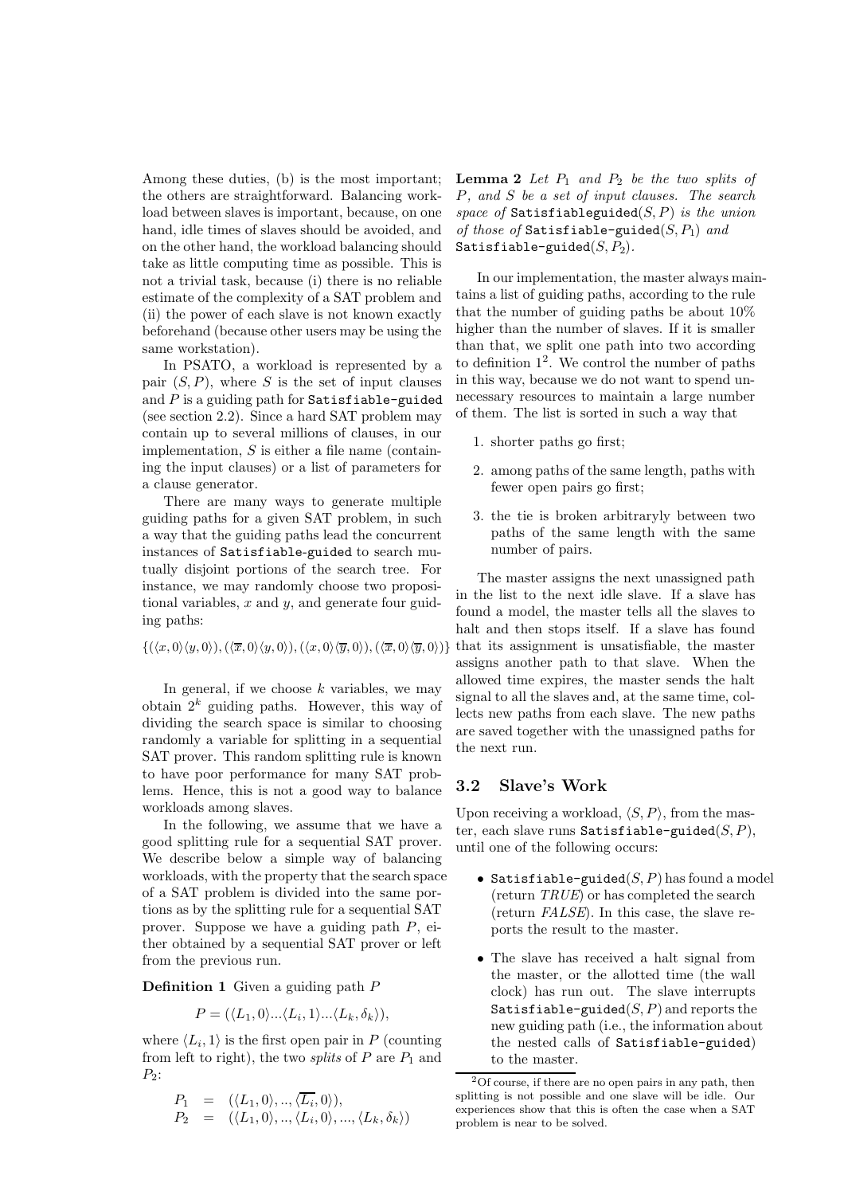Among these duties, (b) is the most important; the others are straightforward. Balancing workload between slaves is important, because, on one hand, idle times of slaves should be avoided, and on the other hand, the workload balancing should take as little computing time as possible. This is not a trivial task, because (i) there is no reliable estimate of the complexity of a SAT problem and (ii) the power of each slave is not known exactly beforehand (because other users may be using the same workstation).

In PSATO, a workload is represented by a pair $(S, P)$, where $S$ is the set of input clauses and $P$ is a guiding path for `Satisfiable-guided` (see section 2.2). Since a hard SAT problem may contain up to several millions of clauses, in our implementation, $S$ is either a file name (containing the input clauses) or a list of parameters for a clause generator.

There are many ways to generate multiple guiding paths for a given SAT problem, in such a way that the guiding paths lead the concurrent instances of `Satisfiable-guided` to search mutually disjoint portions of the search tree. For instance, we may randomly choose two propositional variables, $x$ and $y$, and generate four guiding paths:

$$\{(\langle x, 0\rangle\langle y, 0\rangle), (\langle \overline{x}, 0\rangle\langle y, 0\rangle), (\langle x, 0\rangle\langle \overline{y}, 0\rangle), (\langle \overline{x}, 0\rangle\langle \overline{y}, 0\rangle)\}$$

In general, if we choose $k$ variables, we may obtain $2^k$ guiding paths. However, this way of dividing the search space is similar to choosing randomly a variable for splitting in a sequential SAT prover. This random splitting rule is known to have poor performance for many SAT problems. Hence, this is not a good way to balance workloads among slaves.

In the following, we assume that we have a good splitting rule for a sequential SAT prover. We describe below a simple way of balancing workloads, with the property that the search space of a SAT problem is divided into the same portions as by the splitting rule for a sequential SAT prover. Suppose we have a guiding path $P$, either obtained by a sequential SAT prover or left from the previous run.

**Definition 1** Given a guiding path $P$

$$P = (\langle L_1, 0\rangle ... \langle L_i, 1\rangle ... \langle L_k, \delta_k\rangle),$$

where $\langle L_i, 1\rangle$ is the first open pair in $P$ (counting from left to right), the two *splits* of $P$ are $P_1$ and $P_2$:

$$\begin{aligned} P_1 &= (\langle L_1, 0\rangle, .., \langle \overline{L_i}, 0\rangle), \\ P_2 &= (\langle L_1, 0\rangle, .., \langle L_i, 0\rangle, ..., \langle L_k, \delta_k\rangle) \end{aligned}$$

**Lemma 2** *Let $P_1$ and $P_2$ be the two splits of $P$, and $S$ be a set of input clauses. The search space of* `Satisfiableguided`$(S, P)$ *is the union of those of* `Satisfiable-guided`$(S, P_1)$ *and* `Satisfiable-guided`$(S, P_2)$.

In our implementation, the master always maintains a list of guiding paths, according to the rule that the number of guiding paths be about 10% higher than the number of slaves. If it is smaller than that, we split one path into two according to definition 1[2]. We control the number of paths in this way, because we do not want to spend unnecessary resources to maintain a large number of them. The list is sorted in such a way that

1. shorter paths go first;
2. among paths of the same length, paths with fewer open pairs go first;
3. the tie is broken arbitraryly between two paths of the same length with the same number of pairs.

The master assigns the next unassigned path in the list to the next idle slave. If a slave has found a model, the master tells all the slaves to halt and then stops itself. If a slave has found that its assignment is unsatisfiable, the master assigns another path to that slave. When the allowed time expires, the master sends the halt signal to all the slaves and, at the same time, collects new paths from each slave. The new paths are saved together with the unassigned paths for the next run.

### 3.2 Slave's Work

Upon receiving a workload, $\langle S, P\rangle$, from the master, each slave runs `Satisfiable-guided`$(S, P)$, until one of the following occurs:

- `Satisfiable-guided`$(S, P)$ has found a model (return *TRUE*) or has completed the search (return *FALSE*). In this case, the slave reports the result to the master.
- The slave has received a halt signal from the master, or the allotted time (the wall clock) has run out. The slave interrupts `Satisfiable-guided`$(S, P)$ and reports the new guiding path (i.e., the information about the nested calls of `Satisfiable-guided`) to the master.

[2] Of course, if there are no open pairs in any path, then splitting is not possible and one slave will be idle. Our experiences show that this is often the case when a SAT problem is near to be solved.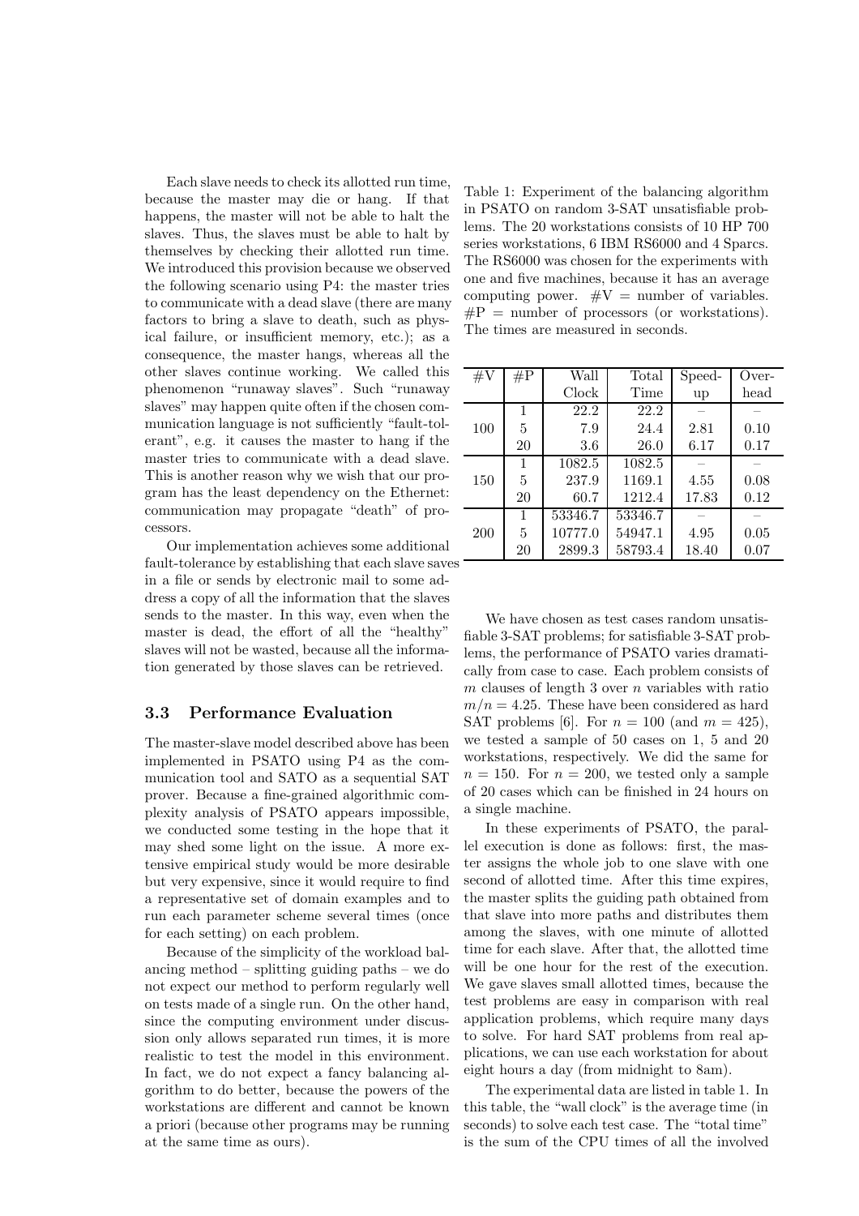Each slave needs to check its allotted run time, because the master may die or hang. If that happens, the master will not be able to halt the slaves. Thus, the slaves must be able to halt by themselves by checking their allotted run time. We introduced this provision because we observed the following scenario using P4: the master tries to communicate with a dead slave (there are many factors to bring a slave to death, such as physical failure, or insufficient memory, etc.); as a consequence, the master hangs, whereas all the other slaves continue working. We called this phenomenon "runaway slaves". Such "runaway slaves" may happen quite often if the chosen communication language is not sufficiently "fault-tolerant", e.g. it causes the master to hang if the master tries to communicate with a dead slave. This is another reason why we wish that our program has the least dependency on the Ethernet: communication may propagate "death" of processors.

Our implementation achieves some additional fault-tolerance by establishing that each slave saves in a file or sends by electronic mail to some address a copy of all the information that the slaves sends to the master. In this way, even when the master is dead, the effort of all the "healthy" slaves will not be wasted, because all the information generated by those slaves can be retrieved.

### 3.3 Performance Evaluation

The master-slave model described above has been implemented in PSATO using P4 as the communication tool and SATO as a sequential SAT prover. Because a fine-grained algorithmic complexity analysis of PSATO appears impossible, we conducted some testing in the hope that it may shed some light on the issue. A more extensive empirical study would be more desirable but very expensive, since it would require to find a representative set of domain examples and to run each parameter scheme several times (once for each setting) on each problem.

Because of the simplicity of the workload balancing method – splitting guiding paths – we do not expect our method to perform regularly well on tests made of a single run. On the other hand, since the computing environment under discussion only allows separated run times, it is more realistic to test the model in this environment. In fact, we do not expect a fancy balancing algorithm to do better, because the powers of the workstations are different and cannot be known a priori (because other programs may be running at the same time as ours).

Table 1: Experiment of the balancing algorithm in PSATO on random 3-SAT unsatisfiable problems. The 20 workstations consists of 10 HP 700 series workstations, 6 IBM RS6000 and 4 Sparcs. The RS6000 was chosen for the experiments with one and five machines, because it has an average computing power. #V = number of variables. #P = number of processors (or workstations). The times are measured in seconds.

| #V | #P | Wall Clock | Total Time | Speed-up | Over-head |
|---|---|---|---|---|---|
| 100 | 1 | 22.2 | 22.2 | – | – |
| | 5 | 7.9 | 24.4 | 2.81 | 0.10 |
| | 20 | 3.6 | 26.0 | 6.17 | 0.17 |
| 150 | 1 | 1082.5 | 1082.5 | – | – |
| | 5 | 237.9 | 1169.1 | 4.55 | 0.08 |
| | 20 | 60.7 | 1212.4 | 17.83 | 0.12 |
| 200 | 1 | 53346.7 | 53346.7 | – | – |
| | 5 | 10777.0 | 54947.1 | 4.95 | 0.05 |
| | 20 | 2899.3 | 58793.4 | 18.40 | 0.07 |

We have chosen as test cases random unsatisfiable 3-SAT problems; for satisfiable 3-SAT problems, the performance of PSATO varies dramatically from case to case. Each problem consists of $m$ clauses of length 3 over $n$ variables with ratio $m/n = 4.25$. These have been considered as hard SAT problems [6]. For $n = 100$ (and $m = 425$), we tested a sample of 50 cases on 1, 5 and 20 workstations, respectively. We did the same for $n = 150$. For $n = 200$, we tested only a sample of 20 cases which can be finished in 24 hours on a single machine.

In these experiments of PSATO, the parallel execution is done as follows: first, the master assigns the whole job to one slave with one second of allotted time. After this time expires, the master splits the guiding path obtained from that slave into more paths and distributes them among the slaves, with one minute of allotted time for each slave. After that, the allotted time will be one hour for the rest of the execution. We gave slaves small allotted times, because the test problems are easy in comparison with real application problems, which require many days to solve. For hard SAT problems from real applications, we can use each workstation for about eight hours a day (from midnight to 8am).

The experimental data are listed in table 1. In this table, the "wall clock" is the average time (in seconds) to solve each test case. The "total time" is the sum of the CPU times of all the involved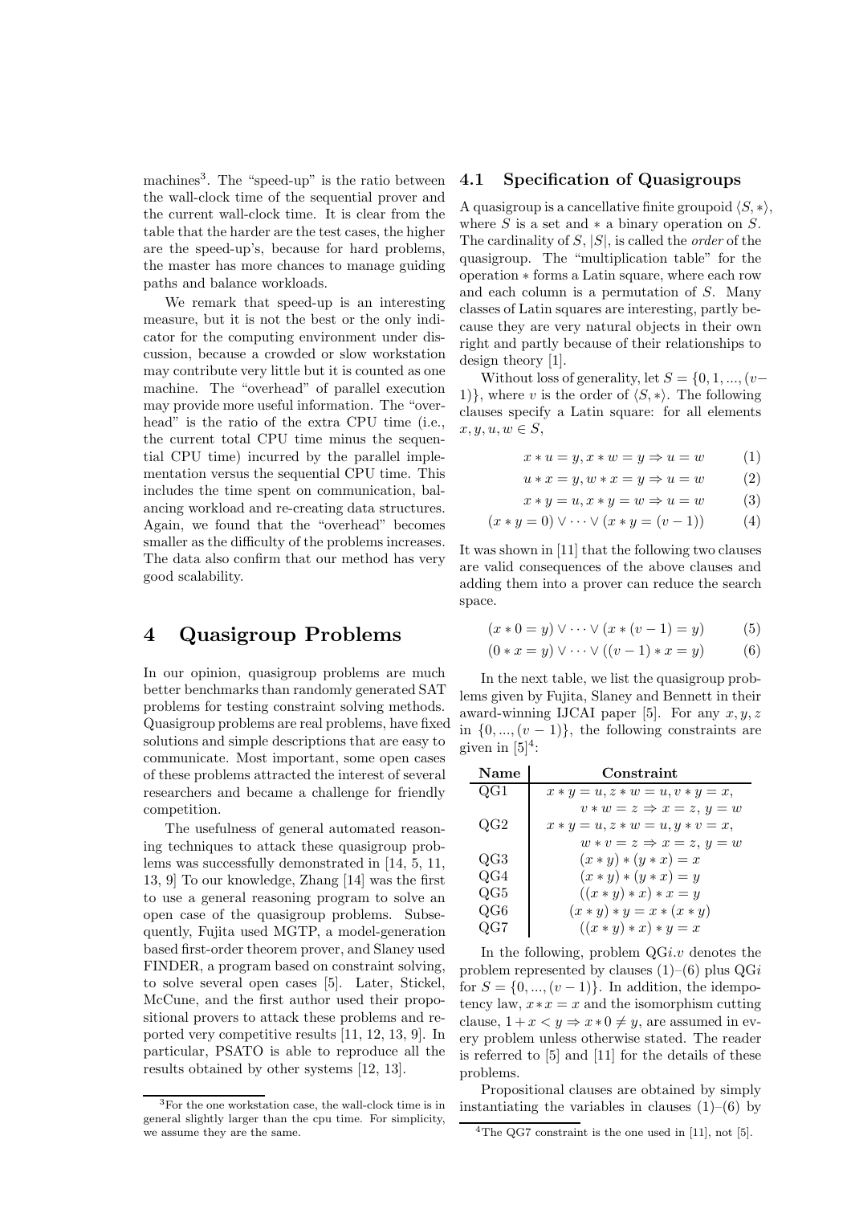machines[3]. The "speed-up" is the ratio between the wall-clock time of the sequential prover and the current wall-clock time. It is clear from the table that the harder are the test cases, the higher are the speed-up's, because for hard problems, the master has more chances to manage guiding paths and balance workloads.

We remark that speed-up is an interesting measure, but it is not the best or the only indicator for the computing environment under discussion, because a crowded or slow workstation may contribute very little but it is counted as one machine. The "overhead" of parallel execution may provide more useful information. The "overhead" is the ratio of the extra CPU time (i.e., the current total CPU time minus the sequential CPU time) incurred by the parallel implementation versus the sequential CPU time. This includes the time spent on communication, balancing workload and re-creating data structures. Again, we found that the "overhead" becomes smaller as the difficulty of the problems increases. The data also confirm that our method has very good scalability.

# 4 Quasigroup Problems

In our opinion, quasigroup problems are much better benchmarks than randomly generated SAT problems for testing constraint solving methods. Quasigroup problems are real problems, have fixed solutions and simple descriptions that are easy to communicate. Most important, some open cases of these problems attracted the interest of several researchers and became a challenge for friendly competition.

The usefulness of general automated reasoning techniques to attack these quasigroup problems was successfully demonstrated in [14, 5, 11, 13, 9] To our knowledge, Zhang [14] was the first to use a general reasoning program to solve an open case of the quasigroup problems. Subsequently, Fujita used MGTP, a model-generation based first-order theorem prover, and Slaney used FINDER, a program based on constraint solving, to solve several open cases [5]. Later, Stickel, McCune, and the first author used their propositional provers to attack these problems and reported very competitive results [11, 12, 13, 9]. In particular, PSATO is able to reproduce all the results obtained by other systems [12, 13].

[3] For the one workstation case, the wall-clock time is in general slightly larger than the cpu time. For simplicity, we assume they are the same.

## 4.1 Specification of Quasigroups

A quasigroup is a cancellative finite groupoid $\langle S, * \rangle$, where $S$ is a set and $*$ a binary operation on $S$. The cardinality of $S$, $|S|$, is called the *order* of the quasigroup. The "multiplication table" for the operation $*$ forms a Latin square, where each row and each column is a permutation of $S$. Many classes of Latin squares are interesting, partly because they are very natural objects in their own right and partly because of their relationships to design theory [1].

Without loss of generality, let $S = \{0, 1, ..., (v-1)\}$, where $v$ is the order of $\langle S, * \rangle$. The following clauses specify a Latin square: for all elements $x, y, u, w \in S$,

$$x * u = y, x * w = y \Rightarrow u = w \qquad (1)$$

$$u * x = y, w * x = y \Rightarrow u = w \qquad (2)$$

$$x * y = u, x * y = w \Rightarrow u = w \qquad (3)$$

$$(x * y = 0) \vee \cdots \vee (x * y = (v-1)) \qquad (4)$$

It was shown in [11] that the following two clauses are valid consequences of the above clauses and adding them into a prover can reduce the search space.

$$(x * 0 = y) \vee \cdots \vee (x * (v-1) = y) \qquad (5)$$

$$(0 * x = y) \vee \cdots \vee ((v-1) * x = y) \qquad (6)$$

In the next table, we list the quasigroup problems given by Fujita, Slaney and Bennett in their award-winning IJCAI paper [5]. For any $x, y, z$ in $\{0, ..., (v-1)\}$, the following constraints are given in [5][4]:

| Name | Constraint |
|---|---|
| QG1 | $x * y = u, z * w = u, v * y = x,$ $v * w = z \Rightarrow x = z,\ y = w$ |
| QG2 | $x * y = u, z * w = u, y * v = x,$ $w * v = z \Rightarrow x = z,\ y = w$ |
| QG3 | $(x * y) * (y * x) = x$ |
| QG4 | $(x * y) * (y * x) = y$ |
| QG5 | $((x * y) * x) * x = y$ |
| QG6 | $(x * y) * y = x * (x * y)$ |
| QG7 | $((x * y) * x) * y = x$ |

In the following, problem QG$i.v$ denotes the problem represented by clauses (1)–(6) plus QG$i$ for $S = \{0, ..., (v-1)\}$. In addition, the idempotency law, $x * x = x$ and the isomorphism cutting clause, $1 + x < y \Rightarrow x * 0 \neq y$, are assumed in every problem unless otherwise stated. The reader is referred to [5] and [11] for the details of these problems.

Propositional clauses are obtained by simply instantiating the variables in clauses (1)–(6) by

[4] The QG7 constraint is the one used in [11], not [5].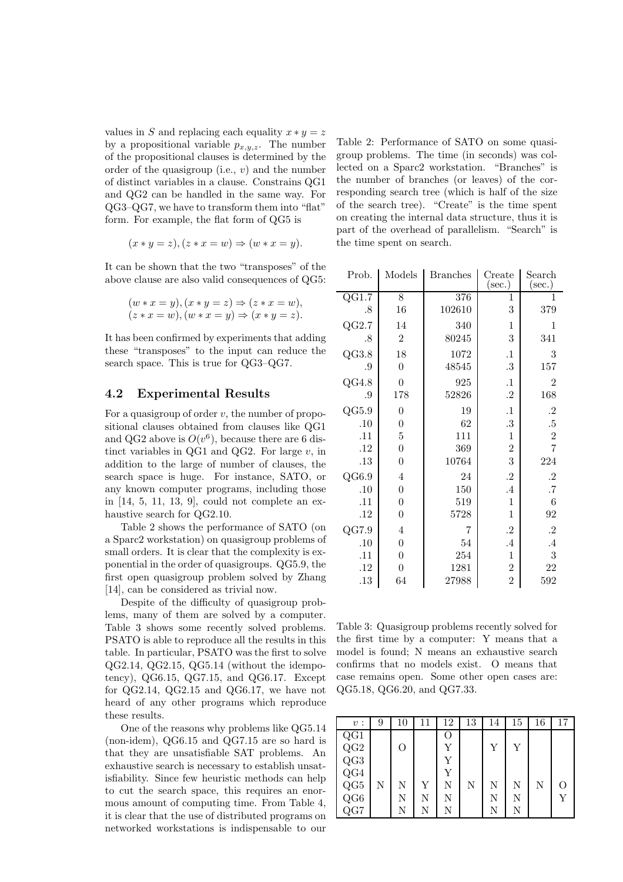values in $S$ and replacing each equality $x * y = z$ by a propositional variable $p_{x,y,z}$. The number of the propositional clauses is determined by the order of the quasigroup (i.e., $v$) and the number of distinct variables in a clause. Constrains QG1 and QG2 can be handled in the same way. For QG3–QG7, we have to transform them into "flat" form. For example, the flat form of QG5 is

$$(x * y = z), (z * x = w) \Rightarrow (w * x = y).$$

It can be shown that the two "transposes" of the above clause are also valid consequences of QG5:

$$(w * x = y), (x * y = z) \Rightarrow (z * x = w),$$
$$(z * x = w), (w * x = y) \Rightarrow (x * y = z).$$

It has been confirmed by experiments that adding these "transposes" to the input can reduce the search space. This is true for QG3–QG7.

## 4.2 Experimental Results

For a quasigroup of order $v$, the number of propositional clauses obtained from clauses like QG1 and QG2 above is $O(v^6)$, because there are 6 distinct variables in QG1 and QG2. For large $v$, in addition to the large of number of clauses, the search space is huge. For instance, SATO, or any known computer programs, including those in [14, 5, 11, 13, 9], could not complete an exhaustive search for QG2.10.

Table 2 shows the performance of SATO (on a Sparc2 workstation) on quasigroup problems of small orders. It is clear that the complexity is exponential in the order of quasigroups. QG5.9, the first open quasigroup problem solved by Zhang [14], can be considered as trivial now.

Despite of the difficulty of quasigroup problems, many of them are solved by a computer. Table 3 shows some recently solved problems. PSATO is able to reproduce all the results in this table. In particular, PSATO was the first to solve QG2.14, QG2.15, QG5.14 (without the idempotency), QG6.15, QG7.15, and QG6.17. Except for QG2.14, QG2.15 and QG6.17, we have not heard of any other programs which reproduce these results.

One of the reasons why problems like QG5.14 (non-idem), QG6.15 and QG7.15 are so hard is that they are unsatisfiable SAT problems. An exhaustive search is necessary to establish unsatisfiability. Since few heuristic methods can help to cut the search space, this requires an enormous amount of computing time. From Table 4, it is clear that the use of distributed programs on networked workstations is indispensable to our

Table 2: Performance of SATO on some quasigroup problems. The time (in seconds) was collected on a Sparc2 workstation. "Branches" is the number of branches (or leaves) of the corresponding search tree (which is half of the size of the search tree). "Create" is the time spent on creating the internal data structure, thus it is part of the overhead of parallelism. "Search" is the time spent on search.

| Prob. | Models | Branches | Create (sec.) | Search (sec.) |
|---|---|---|---|---|
| QG1.7 | 8 | 376 | 1 | 1 |
| .8 | 16 | 102610 | 3 | 379 |
| QG2.7 | 14 | 340 | 1 | 1 |
| .8 | 2 | 80245 | 3 | 341 |
| QG3.8 | 18 | 1072 | .1 | 3 |
| .9 | 0 | 48545 | .3 | 157 |
| QG4.8 | 0 | 925 | .1 | 2 |
| .9 | 178 | 52826 | .2 | 168 |
| QG5.9 | 0 | 19 | .1 | .2 |
| .10 | 0 | 62 | .3 | .5 |
| .11 | 5 | 111 | 1 | 2 |
| .12 | 0 | 369 | 2 | 7 |
| .13 | 0 | 10764 | 3 | 224 |
| QG6.9 | 4 | 24 | .2 | .2 |
| .10 | 0 | 150 | .4 | .7 |
| .11 | 0 | 519 | 1 | 6 |
| .12 | 0 | 5728 | 1 | 92 |
| QG7.9 | 4 | 7 | .2 | .2 |
| .10 | 0 | 54 | .4 | .4 |
| .11 | 0 | 254 | 1 | 3 |
| .12 | 0 | 1281 | 2 | 22 |
| .13 | 64 | 27988 | 2 | 592 |

Table 3: Quasigroup problems recently solved for the first time by a computer: Y means that a model is found; N means an exhaustive search confirms that no models exist. O means that case remains open. Some other open cases are: QG5.18, QG6.20, and QG7.33.

| $v$ : | 9 | 10 | 11 | 12 | 13 | 14 | 15 | 16 | 17 |
|---|---|---|---|---|---|---|---|---|---|
| QG1 | | | | O | | | | | |
| QG2 | | O | | Y | | Y | Y | | |
| QG3 | | | | Y | | | | | |
| QG4 | | | | Y | | | | | |
| QG5 | N | N | Y | N | N | N | N | N | O |
| QG6 | | N | N | N | | N | N | | Y |
| QG7 | | N | N | N | | N | N | | |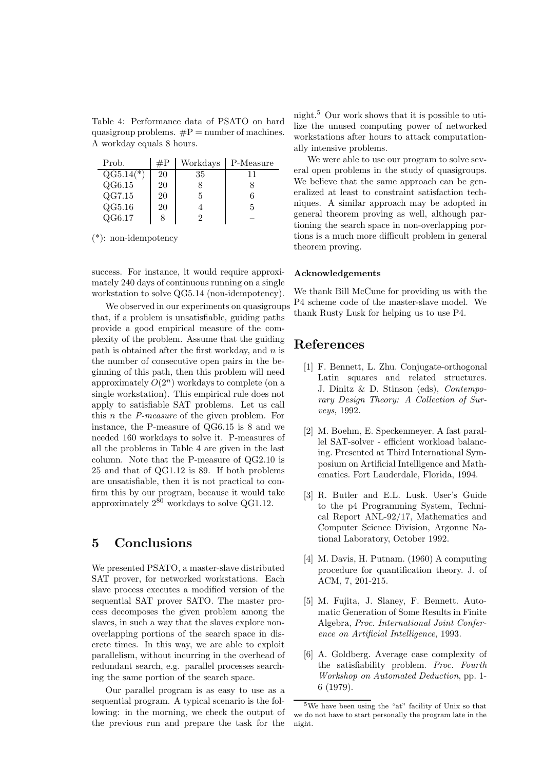Table 4: Performance data of PSATO on hard quasigroup problems. #P = number of machines. A workday equals 8 hours.

| Prob. | #P | Workdays | P-Measure |
|---|---|---|---|
| QG5.14(*) | 20 | 35 | 11 |
| QG6.15 | 20 | 8 | 8 |
| QG7.15 | 20 | 5 | 6 |
| QG5.16 | 20 | 4 | 5 |
| QG6.17 | 8 | 2 | – |

(*): non-idempotency

success. For instance, it would require approximately 240 days of continuous running on a single workstation to solve QG5.14 (non-idempotency).

We observed in our experiments on quasigroups that, if a problem is unsatisfiable, guiding paths provide a good empirical measure of the complexity of the problem. Assume that the guiding path is obtained after the first workday, and $n$ is the number of consecutive open pairs in the beginning of this path, then this problem will need approximately $O(2^n)$ workdays to complete (on a single workstation). This empirical rule does not apply to satisfiable SAT problems. Let us call this $n$ the *P-measure* of the given problem. For instance, the P-measure of QG6.15 is 8 and we needed 160 workdays to solve it. P-measures of all the problems in Table 4 are given in the last column. Note that the P-measure of QG2.10 is 25 and that of QG1.12 is 89. If both problems are unsatisfiable, then it is not practical to confirm this by our program, because it would take approximately $2^{80}$ workdays to solve QG1.12.

## 5 Conclusions

We presented PSATO, a master-slave distributed SAT prover, for networked workstations. Each slave process executes a modified version of the sequential SAT prover SATO. The master process decomposes the given problem among the slaves, in such a way that the slaves explore non-overlapping portions of the search space in discrete times. In this way, we are able to exploit parallelism, without incurring in the overhead of redundant search, e.g. parallel processes searching the same portion of the search space.

Our parallel program is as easy to use as a sequential program. A typical scenario is the following: in the morning, we check the output of the previous run and prepare the task for the night.[5] Our work shows that it is possible to utilize the unused computing power of networked workstations after hours to attack computationally intensive problems.

We were able to use our program to solve several open problems in the study of quasigroups. We believe that the same approach can be generalized at least to constraint satisfaction techniques. A similar approach may be adopted in general theorem proving as well, although partioning the search space in non-overlapping portions is a much more difficult problem in general theorem proving.

#### Acknowledgements

We thank Bill McCune for providing us with the P4 scheme code of the master-slave model. We thank Rusty Lusk for helping us to use P4.

## References

[1] F. Bennett, L. Zhu. Conjugate-orthogonal Latin squares and related structures. J. Dinitz & D. Stinson (eds), *Contemporary Design Theory: A Collection of Surveys*, 1992.

[2] M. Boehm, E. Speckenmeyer. A fast parallel SAT-solver - efficient workload balancing. Presented at Third International Symposium on Artificial Intelligence and Mathematics. Fort Lauderdale, Florida, 1994.

[3] R. Butler and E.L. Lusk. User's Guide to the p4 Programming System, Technical Report ANL-92/17, Mathematics and Computer Science Division, Argonne National Laboratory, October 1992.

[4] M. Davis, H. Putnam. (1960) A computing procedure for quantification theory. J. of ACM, 7, 201-215.

[5] M. Fujita, J. Slaney, F. Bennett. Automatic Generation of Some Results in Finite Algebra, *Proc. International Joint Conference on Artificial Intelligence*, 1993.

[6] A. Goldberg. Average case complexity of the satisfiability problem. *Proc. Fourth Workshop on Automated Deduction*, pp. 1-6 (1979).

[5] We have been using the "at" facility of Unix so that we do not have to start personally the program late in the night.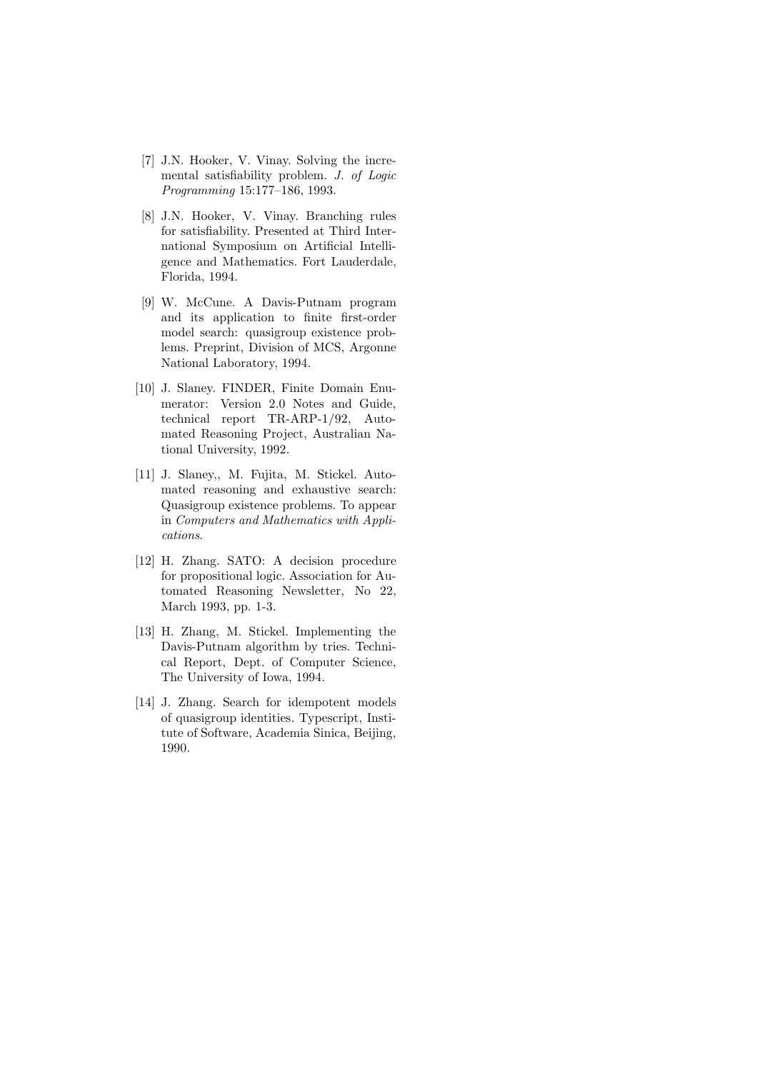[7] J.N. Hooker, V. Vinay. Solving the incremental satisfiability problem. *J. of Logic Programming* 15:177–186, 1993.

[8] J.N. Hooker, V. Vinay. Branching rules for satisfiability. Presented at Third International Symposium on Artificial Intelligence and Mathematics. Fort Lauderdale, Florida, 1994.

[9] W. McCune. A Davis-Putnam program and its application to finite first-order model search: quasigroup existence problems. Preprint, Division of MCS, Argonne National Laboratory, 1994.

[10] J. Slaney. FINDER, Finite Domain Enumerator: Version 2.0 Notes and Guide, technical report TR-ARP-1/92, Automated Reasoning Project, Australian National University, 1992.

[11] J. Slaney,, M. Fujita, M. Stickel. Automated reasoning and exhaustive search: Quasigroup existence problems. To appear in *Computers and Mathematics with Applications*.

[12] H. Zhang. SATO: A decision procedure for propositional logic. Association for Automated Reasoning Newsletter, No 22, March 1993, pp. 1-3.

[13] H. Zhang, M. Stickel. Implementing the Davis-Putnam algorithm by tries. Technical Report, Dept. of Computer Science, The University of Iowa, 1994.

[14] J. Zhang. Search for idempotent models of quasigroup identities. Typescript, Institute of Software, Academia Sinica, Beijing, 1990.